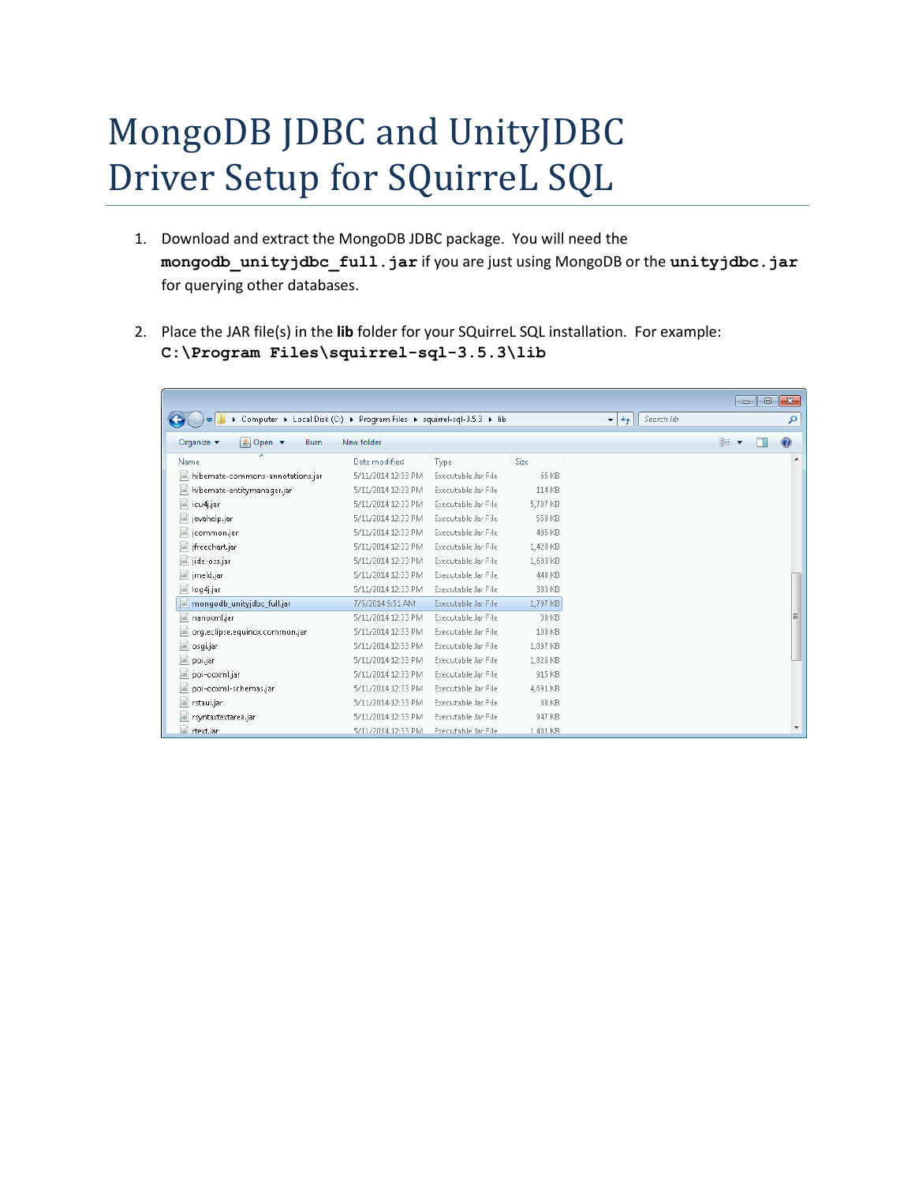# MongoDB JDBC and UnityJDBC Driver Setup for SQuirreL SQL

1. Download and extract the MongoDB JDBC package. You will need the **`mongodb_unityjdbc_full.jar`** if you are just using MongoDB or the **`unityjdbc.jar`** for querying other databases.

2. Place the JAR file(s) in the **lib** folder for your SQuirreL SQL installation. For example: **`C:\Program Files\squirrel-sql-3.5.3\lib`**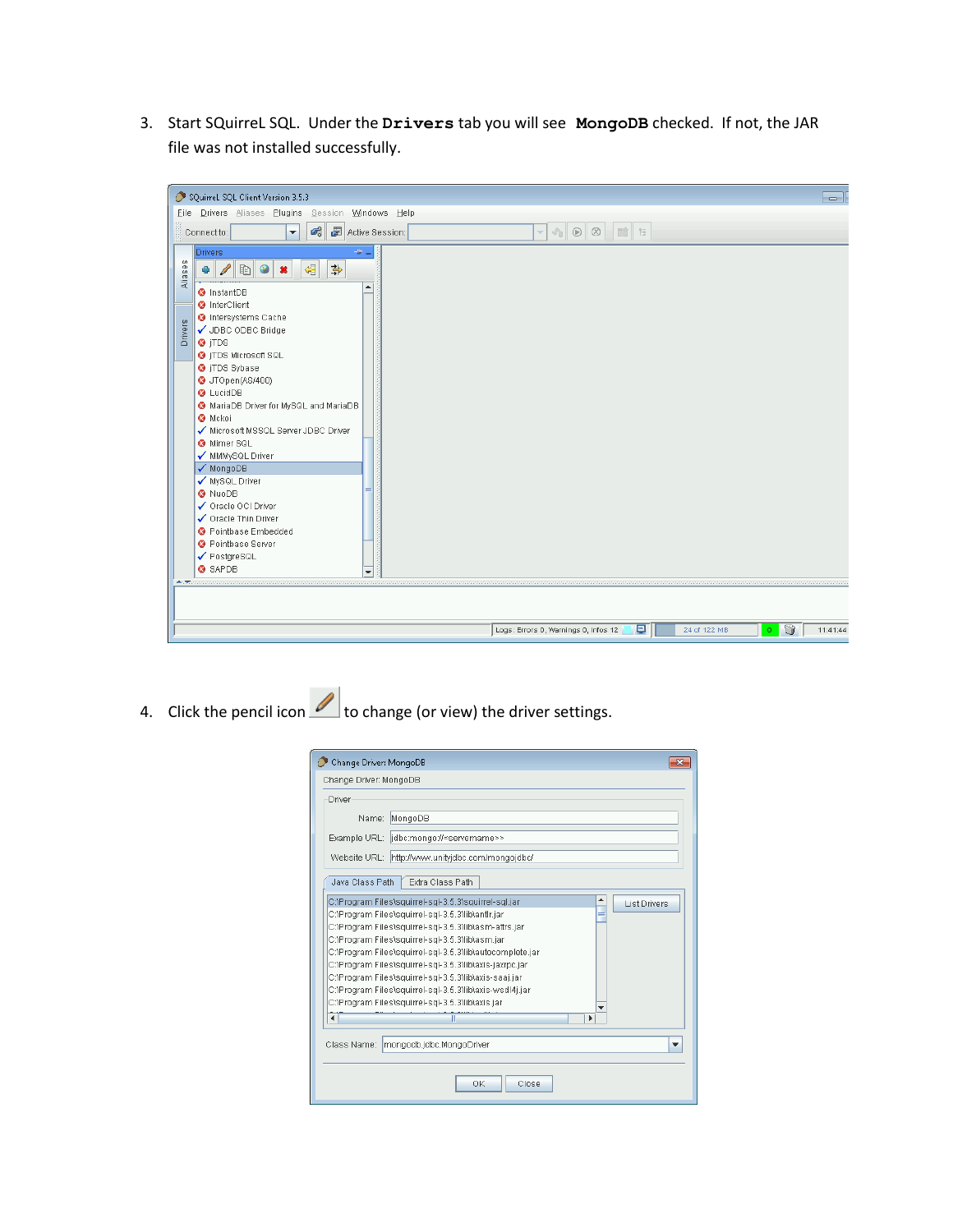3. Start SQuirreL SQL. Under the **Drivers** tab you will see **MongoDB** checked. If not, the JAR file was not installed successfully.

4. Click the pencil icon to change (or view) the driver settings.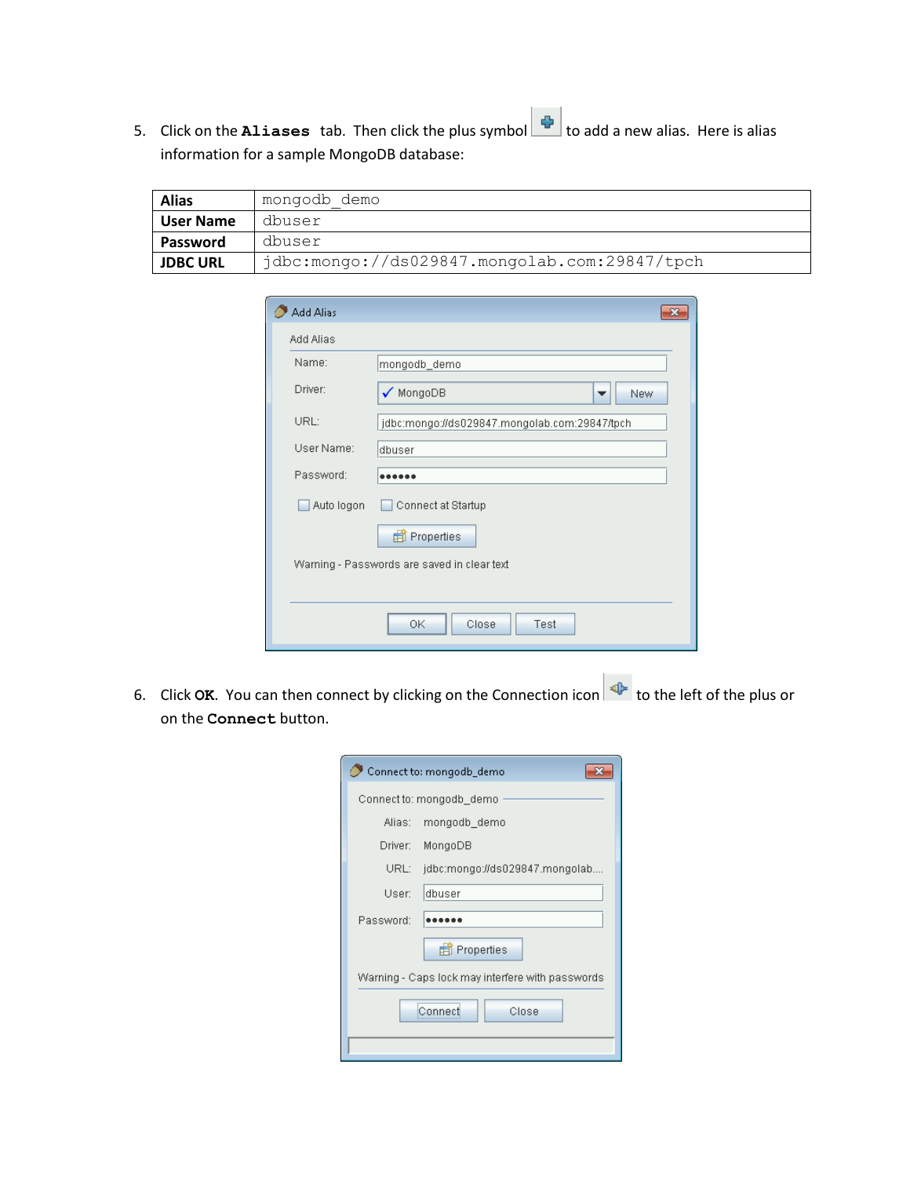5. Click on the **Aliases** tab. Then click the plus symbol to add a new alias. Here is alias information for a sample MongoDB database:

| **Alias** | mongodb_demo |
|---|---|
| **User Name** | dbuser |
| **Password** | dbuser |
| **JDBC URL** | jdbc:mongo://ds029847.mongolab.com:29847/tpch |

6. Click **OK**. You can then connect by clicking on the Connection icon to the left of the plus or on the **Connect** button.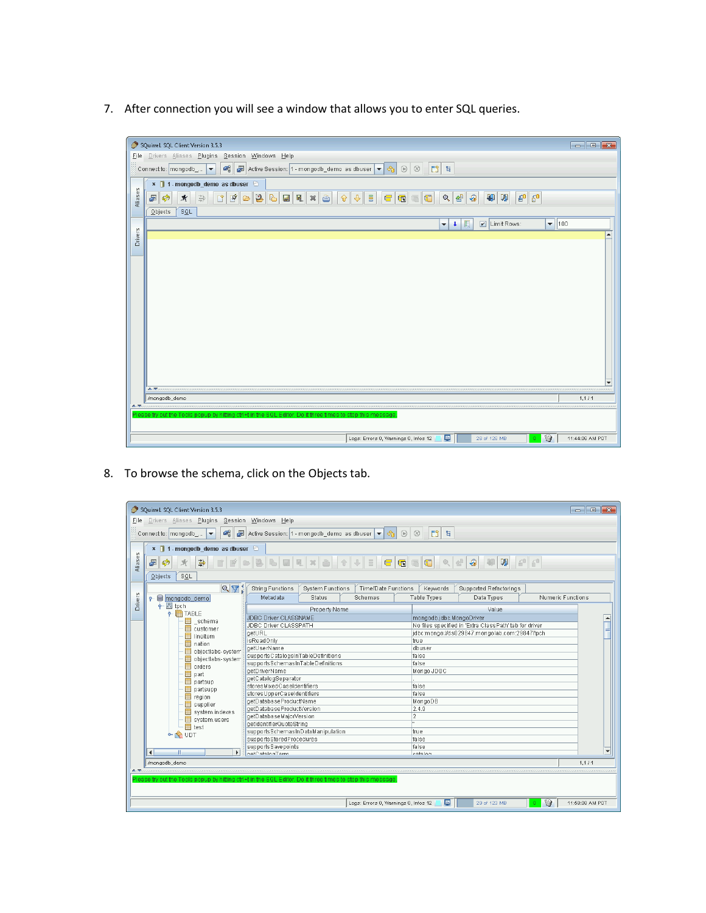7. After connection you will see a window that allows you to enter SQL queries.

8. To browse the schema, click on the Objects tab.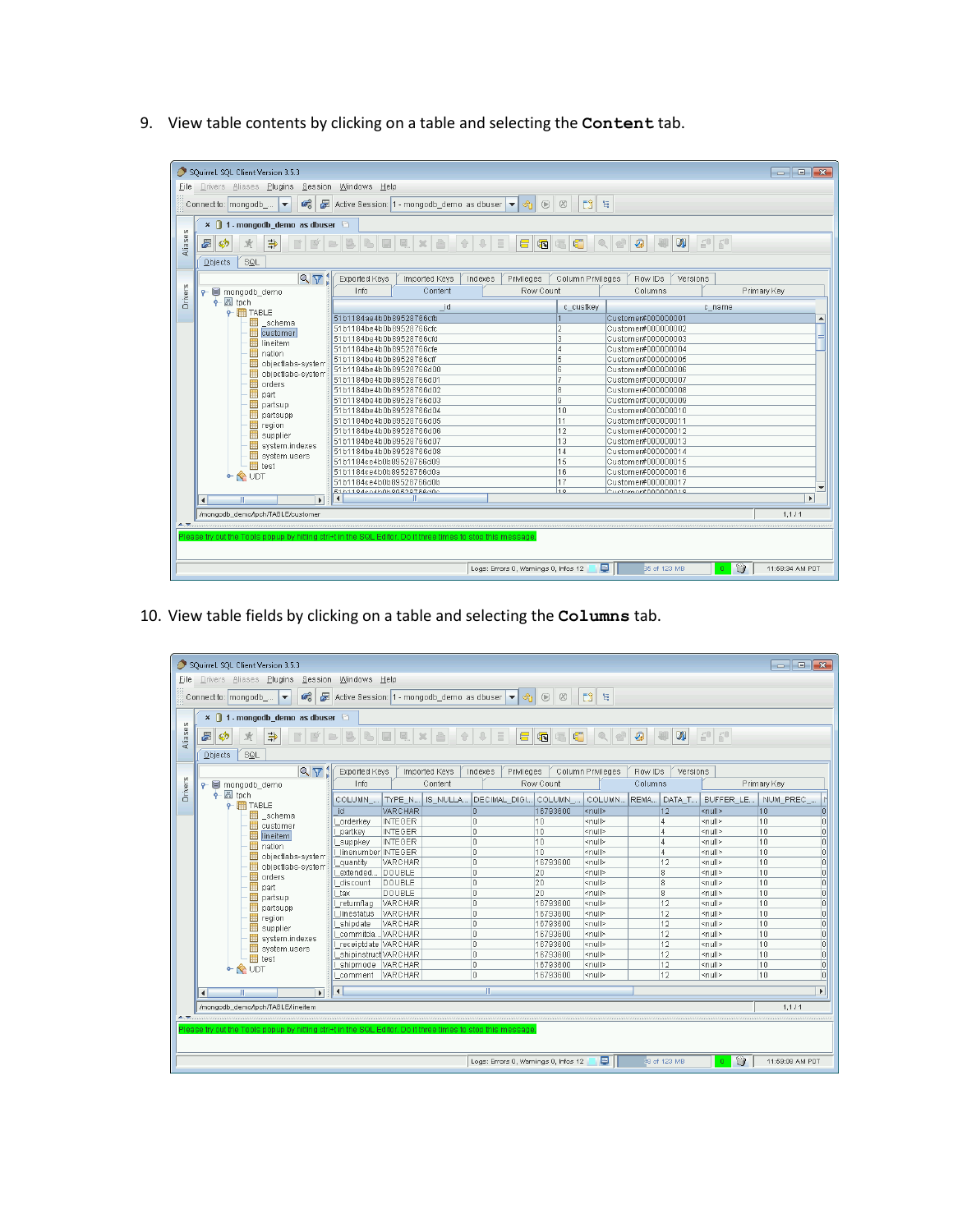9. View table contents by clicking on a table and selecting the **Content** tab.

10. View table fields by clicking on a table and selecting the **Columns** tab.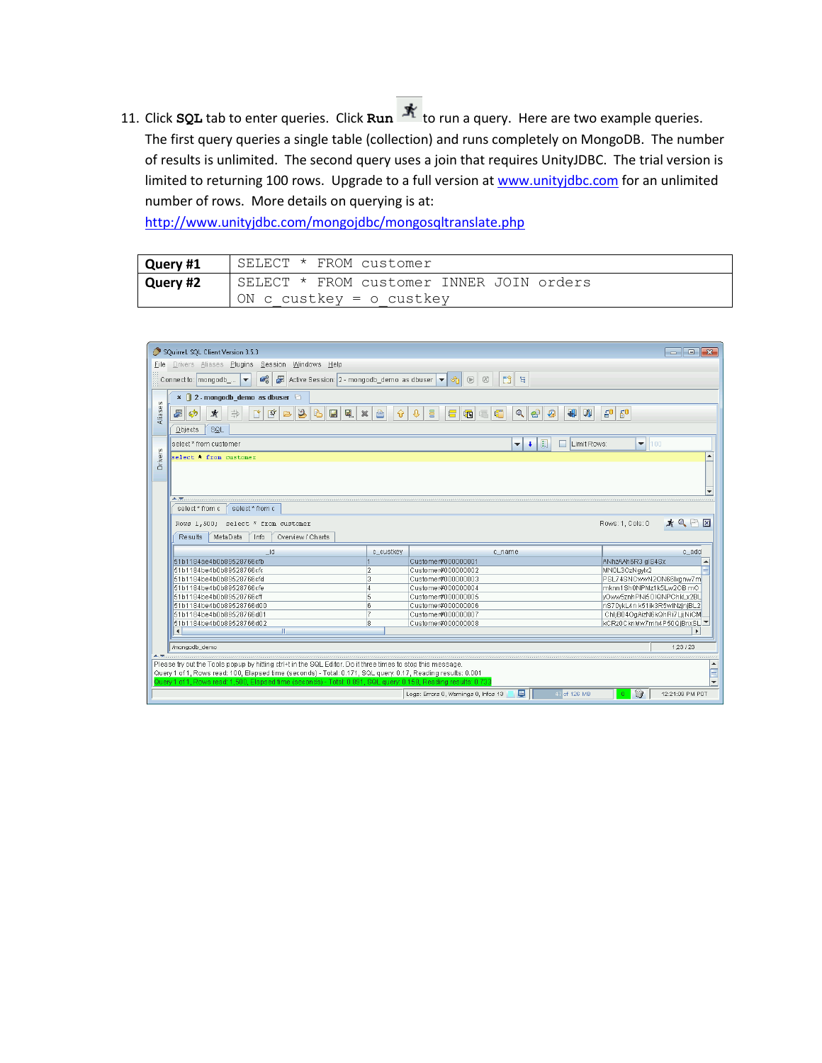11. Click **SQL** tab to enter queries. Click **Run** to run a query. Here are two example queries. The first query queries a single table (collection) and runs completely on MongoDB. The number of results is unlimited. The second query uses a join that requires UnityJDBC. The trial version is limited to returning 100 rows. Upgrade to a full version at www.unityjdbc.com for an unlimited number of rows. More details on querying is at: http://www.unityjdbc.com/mongojdbc/mongosqltranslate.php

| | |
|---|---|
| **Query #1** | `SELECT * FROM customer` |
| **Query #2** | `SELECT * FROM customer INNER JOIN orders ON c_custkey = o_custkey` |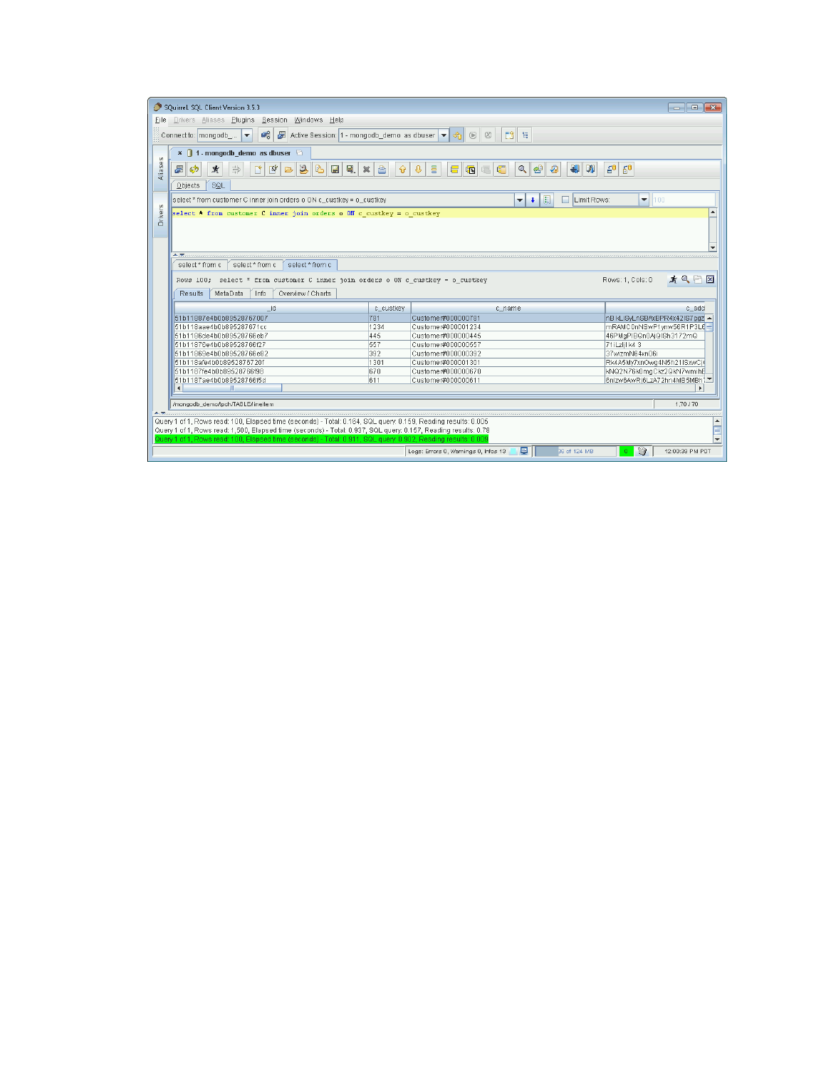SQuirreL SQL Client Version 3.5.3

File Drivers Aliases Plugins Session Windows Help

Connect to: mongodb_... Active Session: 1 - mongodb_demo as dbuser

1 - mongodb_demo as dbuser

Objects SQL

select * from customer C inner join orders o ON c_custkey = o_custkey

Limit Rows: 100

```
select * from customer C inner join orders o ON c_custkey = o_custkey
```

select * from c | select * from c | select * from c

Rows 100; select * from customer C inner join orders o ON c_custkey = o_custkey

Rows: 1, Cols: 0

Results | MetaData | Info | Overview / Charts

| _id | c_custkey | c_name | c_add |
|---|---|---|---|
| 51b11987e4b0b89528767007 | 791 | Customer#000000791 | nBkLlSyLnSBAtBPR4x42I87pgz |
| 51b119aae4b0b895287671cc | 1234 | Customer#000001234 | mRAMC0nNSwP1ynw56R1P3L6 |
| 51b1196ce4b0b89528766eb7 | 445 | Customer#000000445 | 46PMgPlBGn0Aj0lSh3172mQ |
| 51b11976e4b0b89528766f27 | 557 | Customer#000000557 | 71iLzljIk4 3 |
| 51b11969e4b0b89528766e82 | 392 | Customer#000000392 | 37wzmN64xn06i |
| 51b119afe4b0b8952876720f | 1301 | Customer#000001301 | Rk4A5My7xnOwg4N5h21ISxwC |
| 51b1197fe4b0b89528766f98 | 670 | Customer#000000670 | kNQ2N76k0mgCkz2GkN7wmhE |
| 51b1197ae4b0b89528766f5d | 611 | Customer#000000611 | 6nizw6AwRj6LzA72hn4MB5MBh |

/mongodb_demo/tpch/TABLE/lineitem

1,70 / 70

Query 1 of 1, Rows read: 100, Elapsed time (seconds) - Total: 0.164, SQL query: 0.159, Reading results: 0.005

Query 1 of 1, Rows read: 1,500, Elapsed time (seconds) - Total: 0.937, SQL query: 0.157, Reading results: 0.78

Query 1 of 1, Rows read: 100, Elapsed time (seconds) - Total: 0.911, SQL query: 0.902, Reading results: 0.009

Logs: Errors 0, Warnings 0, Infos 13

96 of 124 MB

12:00:38 PM PDT